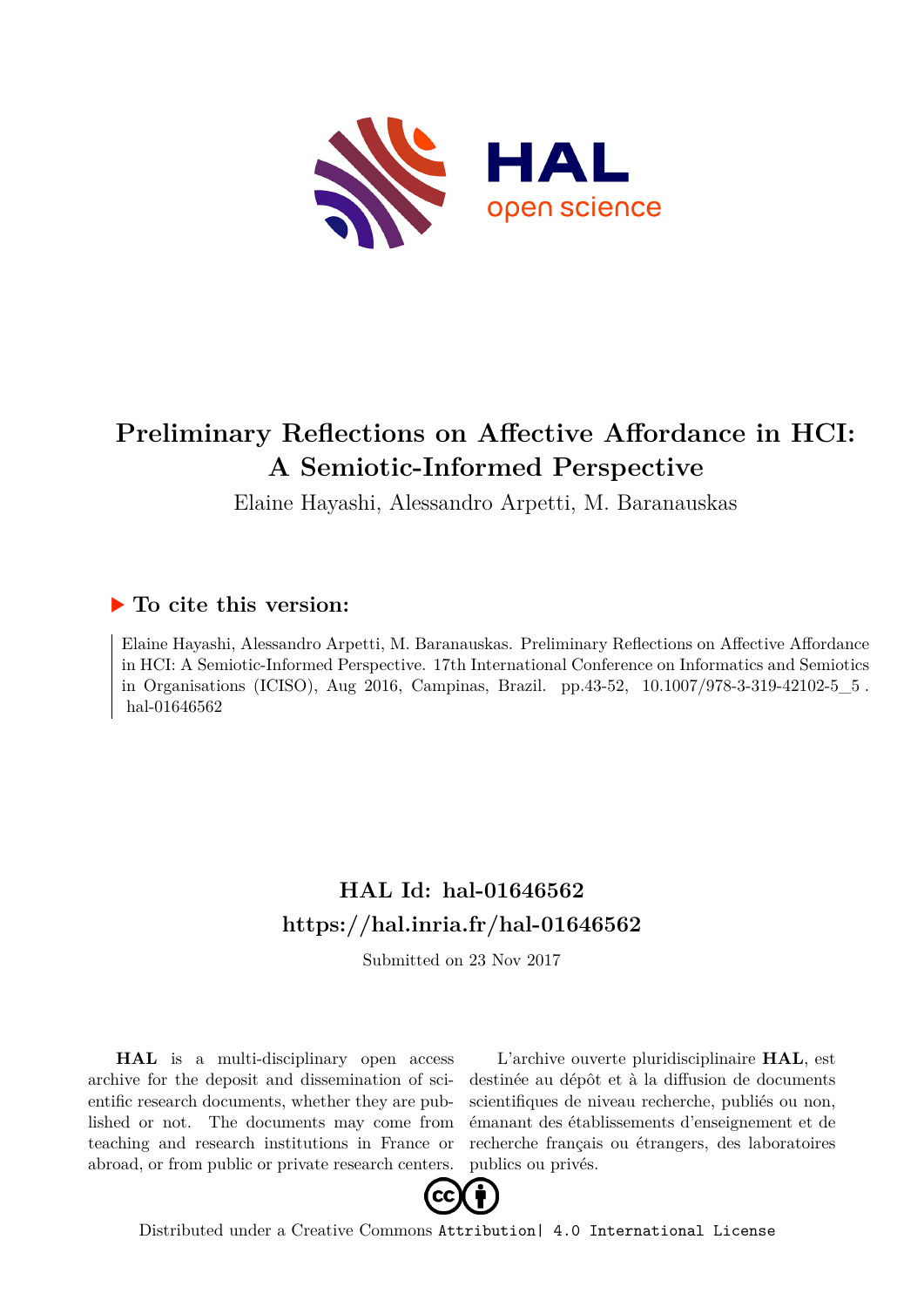# Preliminary Reflections on Affective Affordance in HCI: A Semiotic-Informed Perspective

Elaine Hayashi, Alessandro Arpetti, M. Baranauskas

## ▶ To cite this version:

Elaine Hayashi, Alessandro Arpetti, M. Baranauskas. Preliminary Reflections on Affective Affordance in HCI: A Semiotic-Informed Perspective. 17th International Conference on Informatics and Semiotics in Organisations (ICISO), Aug 2016, Campinas, Brazil. pp.43-52, 10.1007/978-3-319-42102-5_5 . hal-01646562

## HAL Id: hal-01646562
## https://hal.inria.fr/hal-01646562

Submitted on 23 Nov 2017

**HAL** is a multi-disciplinary open access archive for the deposit and dissemination of scientific research documents, whether they are published or not. The documents may come from teaching and research institutions in France or abroad, or from public or private research centers.

L'archive ouverte pluridisciplinaire **HAL**, est destinée au dépôt et à la diffusion de documents scientifiques de niveau recherche, publiés ou non, émanant des établissements d'enseignement et de recherche français ou étrangers, des laboratoires publics ou privés.

Distributed under a Creative Commons Attribution| 4.0 International License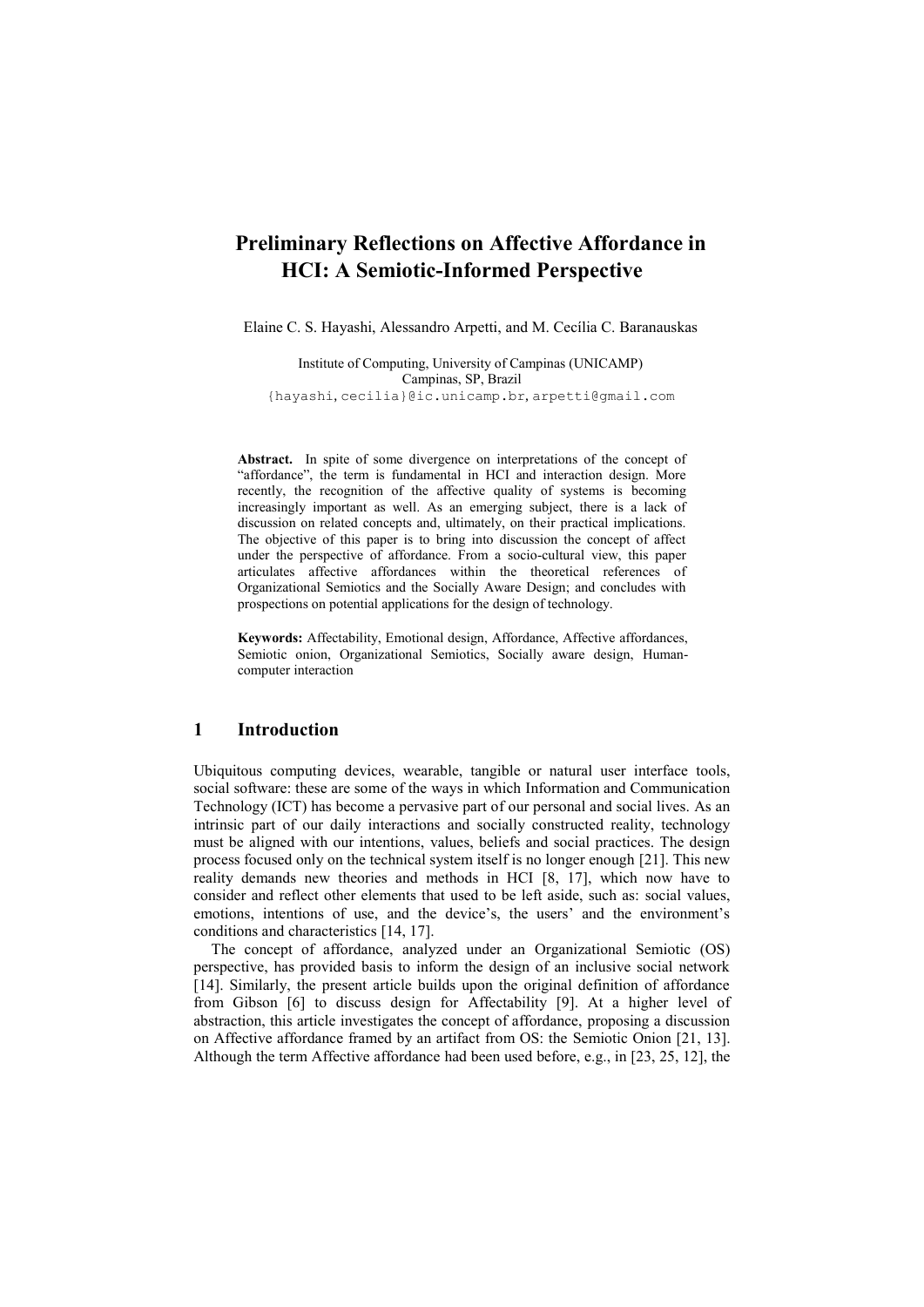# Preliminary Reflections on Affective Affordance in HCI: A Semiotic-Informed Perspective

Elaine C. S. Hayashi, Alessandro Arpetti, and M. Cecília C. Baranauskas

Institute of Computing, University of Campinas (UNICAMP)
Campinas, SP, Brazil
{hayashi,cecilia}@ic.unicamp.br, arpetti@gmail.com

**Abstract.** In spite of some divergence on interpretations of the concept of "affordance", the term is fundamental in HCI and interaction design. More recently, the recognition of the affective quality of systems is becoming increasingly important as well. As an emerging subject, there is a lack of discussion on related concepts and, ultimately, on their practical implications. The objective of this paper is to bring into discussion the concept of affect under the perspective of affordance. From a socio-cultural view, this paper articulates affective affordances within the theoretical references of Organizational Semiotics and the Socially Aware Design; and concludes with prospections on potential applications for the design of technology.

**Keywords:** Affectability, Emotional design, Affordance, Affective affordances, Semiotic onion, Organizational Semiotics, Socially aware design, Human-computer interaction

## 1 Introduction

Ubiquitous computing devices, wearable, tangible or natural user interface tools, social software: these are some of the ways in which Information and Communication Technology (ICT) has become a pervasive part of our personal and social lives. As an intrinsic part of our daily interactions and socially constructed reality, technology must be aligned with our intentions, values, beliefs and social practices. The design process focused only on the technical system itself is no longer enough [21]. This new reality demands new theories and methods in HCI [8, 17], which now have to consider and reflect other elements that used to be left aside, such as: social values, emotions, intentions of use, and the device's, the users' and the environment's conditions and characteristics [14, 17].

The concept of affordance, analyzed under an Organizational Semiotic (OS) perspective, has provided basis to inform the design of an inclusive social network [14]. Similarly, the present article builds upon the original definition of affordance from Gibson [6] to discuss design for Affectability [9]. At a higher level of abstraction, this article investigates the concept of affordance, proposing a discussion on Affective affordance framed by an artifact from OS: the Semiotic Onion [21, 13]. Although the term Affective affordance had been used before, e.g., in [23, 25, 12], the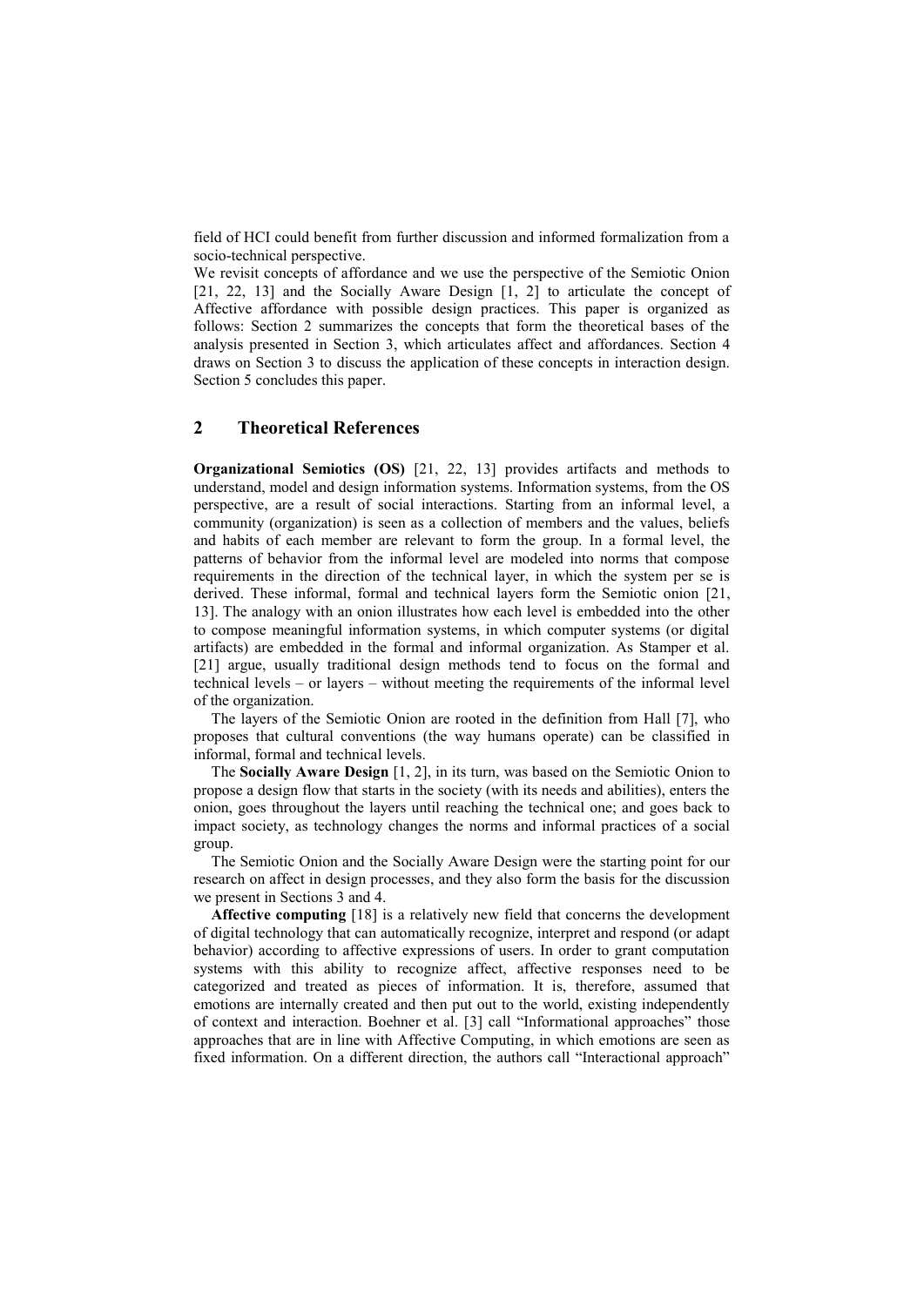field of HCI could benefit from further discussion and informed formalization from a socio-technical perspective.

We revisit concepts of affordance and we use the perspective of the Semiotic Onion [21, 22, 13] and the Socially Aware Design [1, 2] to articulate the concept of Affective affordance with possible design practices. This paper is organized as follows: Section 2 summarizes the concepts that form the theoretical bases of the analysis presented in Section 3, which articulates affect and affordances. Section 4 draws on Section 3 to discuss the application of these concepts in interaction design. Section 5 concludes this paper.

## 2 Theoretical References

**Organizational Semiotics (OS)** [21, 22, 13] provides artifacts and methods to understand, model and design information systems. Information systems, from the OS perspective, are a result of social interactions. Starting from an informal level, a community (organization) is seen as a collection of members and the values, beliefs and habits of each member are relevant to form the group. In a formal level, the patterns of behavior from the informal level are modeled into norms that compose requirements in the direction of the technical layer, in which the system per se is derived. These informal, formal and technical layers form the Semiotic onion [21, 13]. The analogy with an onion illustrates how each level is embedded into the other to compose meaningful information systems, in which computer systems (or digital artifacts) are embedded in the formal and informal organization. As Stamper et al. [21] argue, usually traditional design methods tend to focus on the formal and technical levels – or layers – without meeting the requirements of the informal level of the organization.

The layers of the Semiotic Onion are rooted in the definition from Hall [7], who proposes that cultural conventions (the way humans operate) can be classified in informal, formal and technical levels.

The **Socially Aware Design** [1, 2], in its turn, was based on the Semiotic Onion to propose a design flow that starts in the society (with its needs and abilities), enters the onion, goes throughout the layers until reaching the technical one; and goes back to impact society, as technology changes the norms and informal practices of a social group.

The Semiotic Onion and the Socially Aware Design were the starting point for our research on affect in design processes, and they also form the basis for the discussion we present in Sections 3 and 4.

**Affective computing** [18] is a relatively new field that concerns the development of digital technology that can automatically recognize, interpret and respond (or adapt behavior) according to affective expressions of users. In order to grant computation systems with this ability to recognize affect, affective responses need to be categorized and treated as pieces of information. It is, therefore, assumed that emotions are internally created and then put out to the world, existing independently of context and interaction. Boehner et al. [3] call "Informational approaches" those approaches that are in line with Affective Computing, in which emotions are seen as fixed information. On a different direction, the authors call "Interactional approach"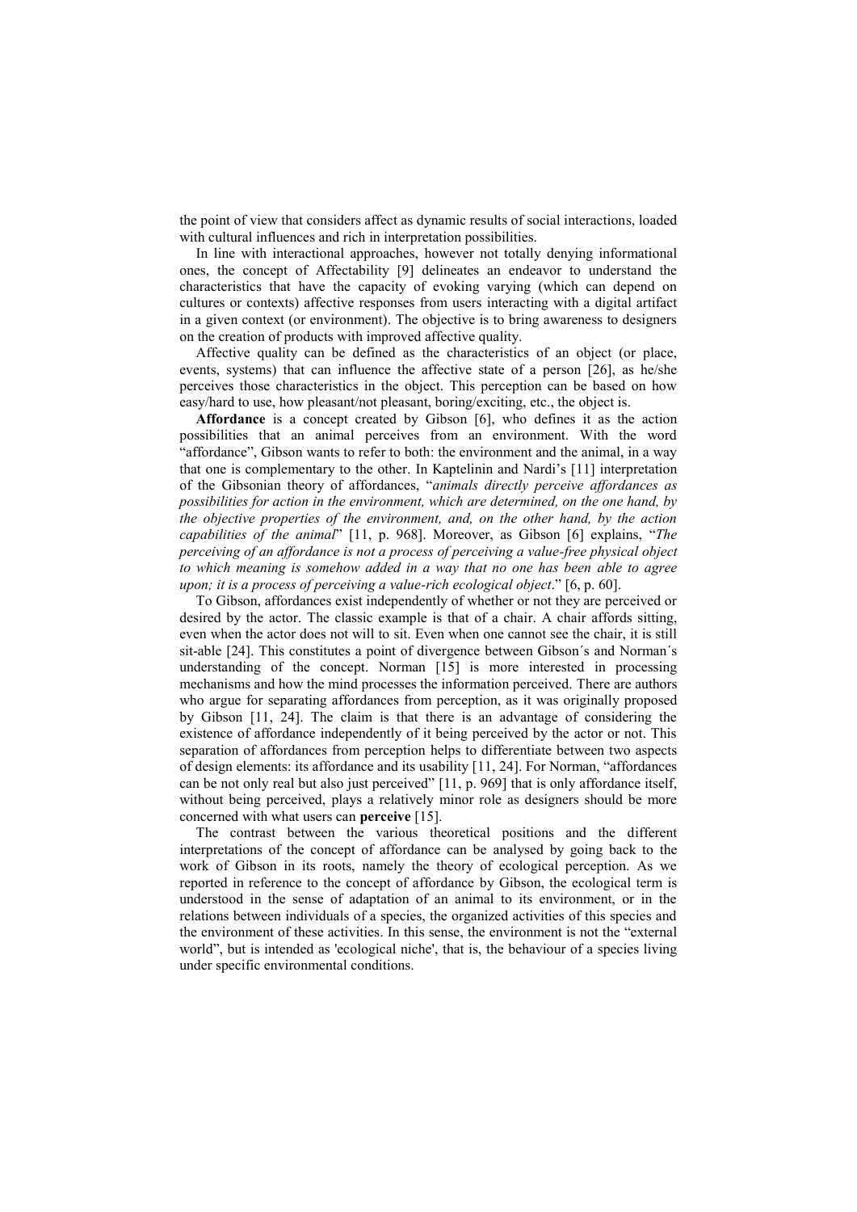the point of view that considers affect as dynamic results of social interactions, loaded with cultural influences and rich in interpretation possibilities.

In line with interactional approaches, however not totally denying informational ones, the concept of Affectability [9] delineates an endeavor to understand the characteristics that have the capacity of evoking varying (which can depend on cultures or contexts) affective responses from users interacting with a digital artifact in a given context (or environment). The objective is to bring awareness to designers on the creation of products with improved affective quality.

Affective quality can be defined as the characteristics of an object (or place, events, systems) that can influence the affective state of a person [26], as he/she perceives those characteristics in the object. This perception can be based on how easy/hard to use, how pleasant/not pleasant, boring/exciting, etc., the object is.

**Affordance** is a concept created by Gibson [6], who defines it as the action possibilities that an animal perceives from an environment. With the word "affordance", Gibson wants to refer to both: the environment and the animal, in a way that one is complementary to the other. In Kaptelinin and Nardi's [11] interpretation of the Gibsonian theory of affordances, "*animals directly perceive affordances as possibilities for action in the environment, which are determined, on the one hand, by the objective properties of the environment, and, on the other hand, by the action capabilities of the animal*" [11, p. 968]. Moreover, as Gibson [6] explains, "*The perceiving of an affordance is not a process of perceiving a value-free physical object to which meaning is somehow added in a way that no one has been able to agree upon; it is a process of perceiving a value-rich ecological object*." [6, p. 60].

To Gibson, affordances exist independently of whether or not they are perceived or desired by the actor. The classic example is that of a chair. A chair affords sitting, even when the actor does not will to sit. Even when one cannot see the chair, it is still sit-able [24]. This constitutes a point of divergence between Gibson´s and Norman´s understanding of the concept. Norman [15] is more interested in processing mechanisms and how the mind processes the information perceived. There are authors who argue for separating affordances from perception, as it was originally proposed by Gibson [11, 24]. The claim is that there is an advantage of considering the existence of affordance independently of it being perceived by the actor or not. This separation of affordances from perception helps to differentiate between two aspects of design elements: its affordance and its usability [11, 24]. For Norman, "affordances can be not only real but also just perceived" [11, p. 969] that is only affordance itself, without being perceived, plays a relatively minor role as designers should be more concerned with what users can **perceive** [15].

The contrast between the various theoretical positions and the different interpretations of the concept of affordance can be analysed by going back to the work of Gibson in its roots, namely the theory of ecological perception. As we reported in reference to the concept of affordance by Gibson, the ecological term is understood in the sense of adaptation of an animal to its environment, or in the relations between individuals of a species, the organized activities of this species and the environment of these activities. In this sense, the environment is not the "external world", but is intended as 'ecological niche', that is, the behaviour of a species living under specific environmental conditions.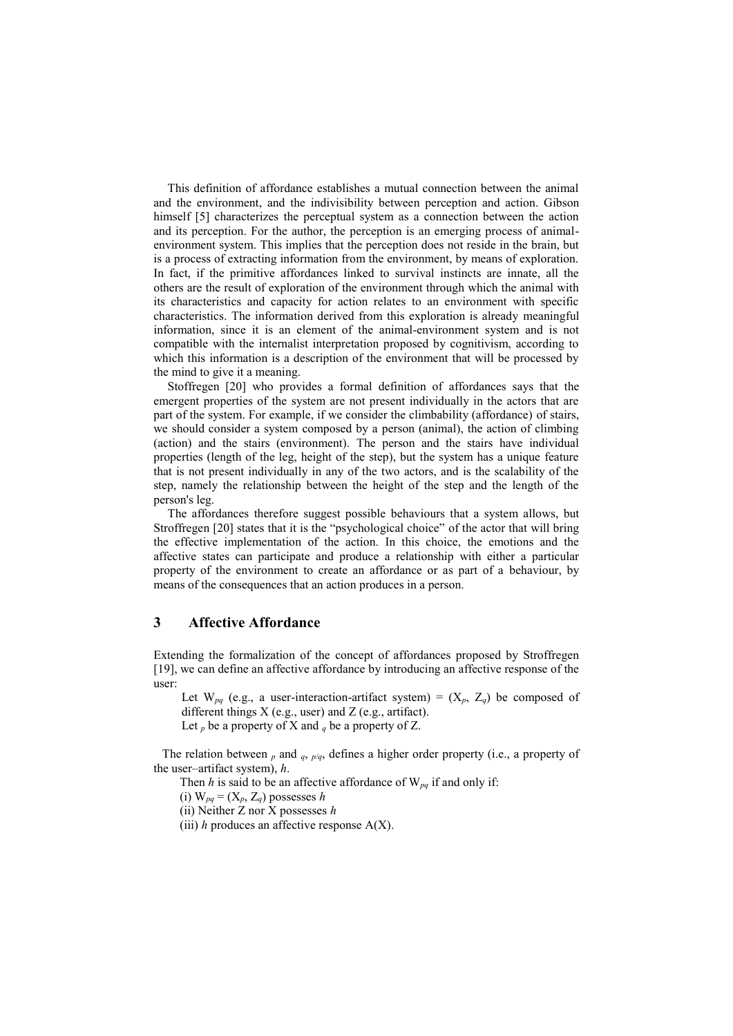This definition of affordance establishes a mutual connection between the animal and the environment, and the indivisibility between perception and action. Gibson himself [5] characterizes the perceptual system as a connection between the action and its perception. For the author, the perception is an emerging process of animal-environment system. This implies that the perception does not reside in the brain, but is a process of extracting information from the environment, by means of exploration. In fact, if the primitive affordances linked to survival instincts are innate, all the others are the result of exploration of the environment through which the animal with its characteristics and capacity for action relates to an environment with specific characteristics. The information derived from this exploration is already meaningful information, since it is an element of the animal-environment system and is not compatible with the internalist interpretation proposed by cognitivism, according to which this information is a description of the environment that will be processed by the mind to give it a meaning.

Stoffregen [20] who provides a formal definition of affordances says that the emergent properties of the system are not present individually in the actors that are part of the system. For example, if we consider the climbability (affordance) of stairs, we should consider a system composed by a person (animal), the action of climbing (action) and the stairs (environment). The person and the stairs have individual properties (length of the leg, height of the step), but the system has a unique feature that is not present individually in any of the two actors, and is the scalability of the step, namely the relationship between the height of the step and the length of the person's leg.

The affordances therefore suggest possible behaviours that a system allows, but Stroffregen [20] states that it is the "psychological choice" of the actor that will bring the effective implementation of the action. In this choice, the emotions and the affective states can participate and produce a relationship with either a particular property of the environment to create an affordance or as part of a behaviour, by means of the consequences that an action produces in a person.

## 3 Affective Affordance

Extending the formalization of the concept of affordances proposed by Stroffregen [19], we can define an affective affordance by introducing an affective response of the user:

Let $W_{pq}$ (e.g., a user-interaction-artifact system) = $(X_p, Z_q)$ be composed of different things X (e.g., user) and Z (e.g., artifact).
Let $_p$ be a property of X and $_q$ be a property of Z.

The relation between $_p$ and $_q$, $_{p/q}$, defines a higher order property (i.e., a property of the user–artifact system), *h*.

Then *h* is said to be an affective affordance of $W_{pq}$ if and only if:
(i) $W_{pq} = (X_p, Z_q)$ possesses *h*
(ii) Neither Z nor X possesses *h*
(iii) *h* produces an affective response A(X).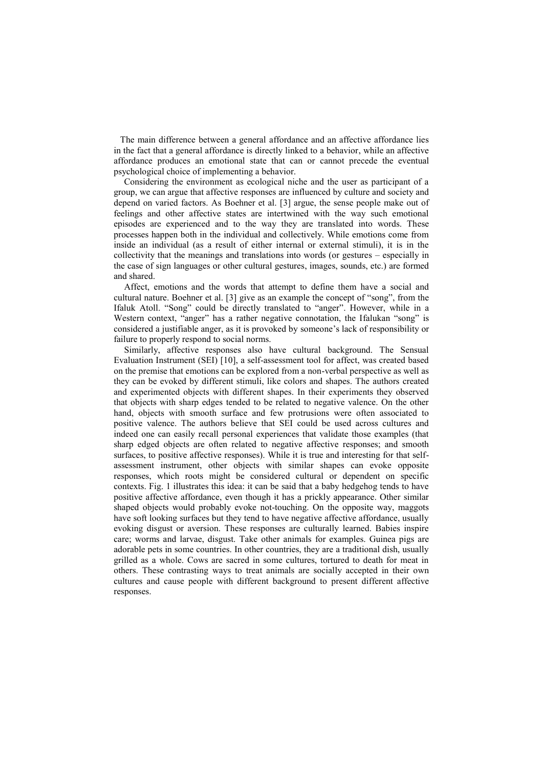The main difference between a general affordance and an affective affordance lies in the fact that a general affordance is directly linked to a behavior, while an affective affordance produces an emotional state that can or cannot precede the eventual psychological choice of implementing a behavior.

Considering the environment as ecological niche and the user as participant of a group, we can argue that affective responses are influenced by culture and society and depend on varied factors. As Boehner et al. [3] argue, the sense people make out of feelings and other affective states are intertwined with the way such emotional episodes are experienced and to the way they are translated into words. These processes happen both in the individual and collectively. While emotions come from inside an individual (as a result of either internal or external stimuli), it is in the collectivity that the meanings and translations into words (or gestures – especially in the case of sign languages or other cultural gestures, images, sounds, etc.) are formed and shared.

Affect, emotions and the words that attempt to define them have a social and cultural nature. Boehner et al. [3] give as an example the concept of "song", from the Ifaluk Atoll. "Song" could be directly translated to "anger". However, while in a Western context, "anger" has a rather negative connotation, the Ifalukan "song" is considered a justifiable anger, as it is provoked by someone's lack of responsibility or failure to properly respond to social norms.

Similarly, affective responses also have cultural background. The Sensual Evaluation Instrument (SEI) [10], a self-assessment tool for affect, was created based on the premise that emotions can be explored from a non-verbal perspective as well as they can be evoked by different stimuli, like colors and shapes. The authors created and experimented objects with different shapes. In their experiments they observed that objects with sharp edges tended to be related to negative valence. On the other hand, objects with smooth surface and few protrusions were often associated to positive valence. The authors believe that SEI could be used across cultures and indeed one can easily recall personal experiences that validate those examples (that sharp edged objects are often related to negative affective responses; and smooth surfaces, to positive affective responses). While it is true and interesting for that self-assessment instrument, other objects with similar shapes can evoke opposite responses, which roots might be considered cultural or dependent on specific contexts. Fig. 1 illustrates this idea: it can be said that a baby hedgehog tends to have positive affective affordance, even though it has a prickly appearance. Other similar shaped objects would probably evoke not-touching. On the opposite way, maggots have soft looking surfaces but they tend to have negative affective affordance, usually evoking disgust or aversion. These responses are culturally learned. Babies inspire care; worms and larvae, disgust. Take other animals for examples. Guinea pigs are adorable pets in some countries. In other countries, they are a traditional dish, usually grilled as a whole. Cows are sacred in some cultures, tortured to death for meat in others. These contrasting ways to treat animals are socially accepted in their own cultures and cause people with different background to present different affective responses.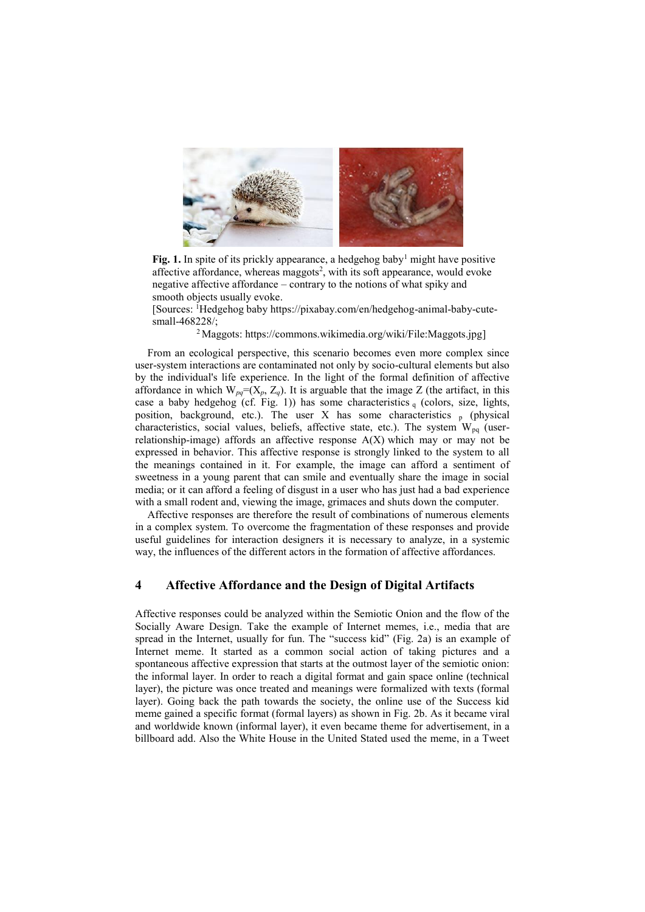**Fig. 1.** In spite of its prickly appearance, a hedgehog baby[1] might have positive affective affordance, whereas maggots[2], with its soft appearance, would evoke negative affective affordance – contrary to the notions of what spiky and smooth objects usually evoke.

[Sources: [1]Hedgehog baby https://pixabay.com/en/hedgehog-animal-baby-cute-small-468228/;

[2] Maggots: https://commons.wikimedia.org/wiki/File:Maggots.jpg]

From an ecological perspective, this scenario becomes even more complex since user-system interactions are contaminated not only by socio-cultural elements but also by the individual's life experience. In the light of the formal definition of affective affordance in which $W_{pq}=(X_p, Z_q)$. It is arguable that the image Z (the artifact, in this case a baby hedgehog (cf. Fig. 1)) has some characteristics $_q$ (colors, size, lights, position, background, etc.). The user X has some characteristics $_p$ (physical characteristics, social values, beliefs, affective state, etc.). The system $W_{pq}$ (user-relationship-image) affords an affective response A(X) which may or may not be expressed in behavior. This affective response is strongly linked to the system to all the meanings contained in it. For example, the image can afford a sentiment of sweetness in a young parent that can smile and eventually share the image in social media; or it can afford a feeling of disgust in a user who has just had a bad experience with a small rodent and, viewing the image, grimaces and shuts down the computer.

Affective responses are therefore the result of combinations of numerous elements in a complex system. To overcome the fragmentation of these responses and provide useful guidelines for interaction designers it is necessary to analyze, in a systemic way, the influences of the different actors in the formation of affective affordances.

## 4 Affective Affordance and the Design of Digital Artifacts

Affective responses could be analyzed within the Semiotic Onion and the flow of the Socially Aware Design. Take the example of Internet memes, i.e., media that are spread in the Internet, usually for fun. The "success kid" (Fig. 2a) is an example of Internet meme. It started as a common social action of taking pictures and a spontaneous affective expression that starts at the outmost layer of the semiotic onion: the informal layer. In order to reach a digital format and gain space online (technical layer), the picture was once treated and meanings were formalized with texts (formal layer). Going back the path towards the society, the online use of the Success kid meme gained a specific format (formal layers) as shown in Fig. 2b. As it became viral and worldwide known (informal layer), it even became theme for advertisement, in a billboard add. Also the White House in the United Stated used the meme, in a Tweet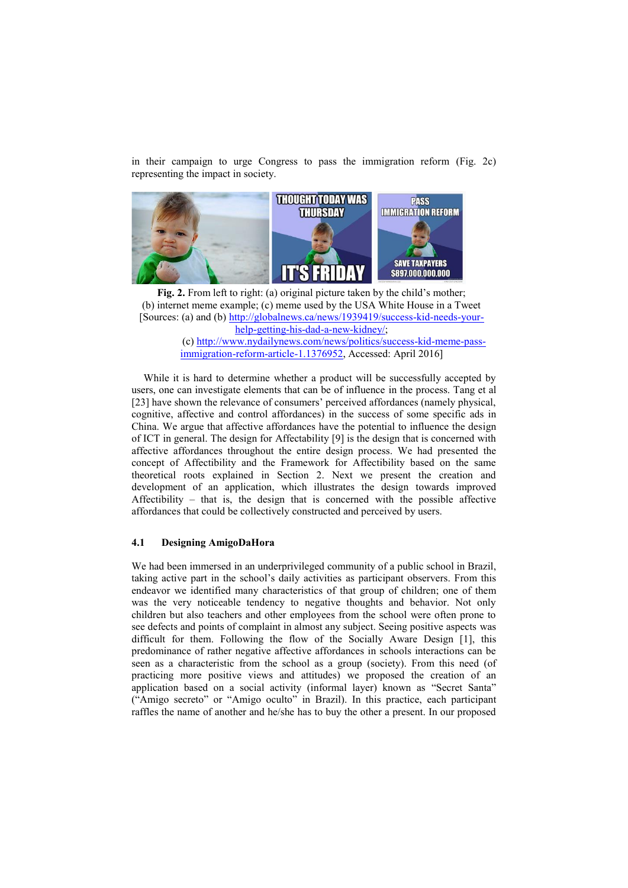in their campaign to urge Congress to pass the immigration reform (Fig. 2c) representing the impact in society.

**Fig. 2.** From left to right: (a) original picture taken by the child's mother; (b) internet meme example; (c) meme used by the USA White House in a Tweet [Sources: (a) and (b) http://globalnews.ca/news/1939419/success-kid-needs-your-help-getting-his-dad-a-new-kidney/; (c) http://www.nydailynews.com/news/politics/success-kid-meme-pass-immigration-reform-article-1.1376952, Accessed: April 2016]

While it is hard to determine whether a product will be successfully accepted by users, one can investigate elements that can be of influence in the process. Tang et al [23] have shown the relevance of consumers' perceived affordances (namely physical, cognitive, affective and control affordances) in the success of some specific ads in China. We argue that affective affordances have the potential to influence the design of ICT in general. The design for Affectability [9] is the design that is concerned with affective affordances throughout the entire design process. We had presented the concept of Affectibility and the Framework for Affectability based on the same theoretical roots explained in Section 2. Next we present the creation and development of an application, which illustrates the design towards improved Affectability – that is, the design that is concerned with the possible affective affordances that could be collectively constructed and perceived by users.

### 4.1 Designing AmigoDaHora

We had been immersed in an underprivileged community of a public school in Brazil, taking active part in the school's daily activities as participant observers. From this endeavor we identified many characteristics of that group of children; one of them was the very noticeable tendency to negative thoughts and behavior. Not only children but also teachers and other employees from the school were often prone to see defects and points of complaint in almost any subject. Seeing positive aspects was difficult for them. Following the flow of the Socially Aware Design [1], this predominance of rather negative affective affordances in schools interactions can be seen as a characteristic from the school as a group (society). From this need (of practicing more positive views and attitudes) we proposed the creation of an application based on a social activity (informal layer) known as "Secret Santa" ("Amigo secreto" or "Amigo oculto" in Brazil). In this practice, each participant raffles the name of another and he/she has to buy the other a present. In our proposed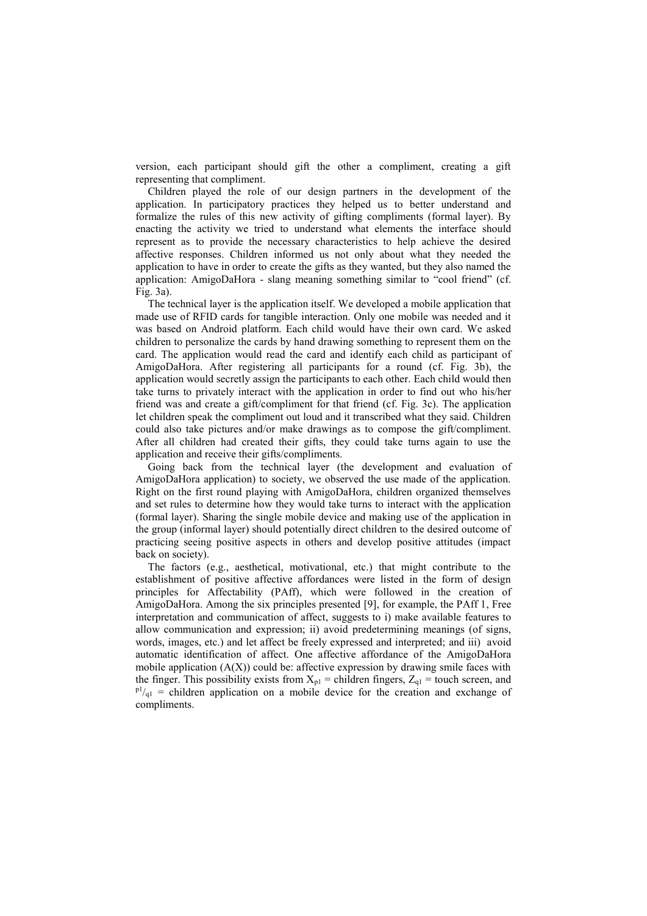version, each participant should gift the other a compliment, creating a gift representing that compliment.

Children played the role of our design partners in the development of the application. In participatory practices they helped us to better understand and formalize the rules of this new activity of gifting compliments (formal layer). By enacting the activity we tried to understand what elements the interface should represent as to provide the necessary characteristics to help achieve the desired affective responses. Children informed us not only about what they needed the application to have in order to create the gifts as they wanted, but they also named the application: AmigoDaHora - slang meaning something similar to "cool friend" (cf. Fig. 3a).

The technical layer is the application itself. We developed a mobile application that made use of RFID cards for tangible interaction. Only one mobile was needed and it was based on Android platform. Each child would have their own card. We asked children to personalize the cards by hand drawing something to represent them on the card. The application would read the card and identify each child as participant of AmigoDaHora. After registering all participants for a round (cf. Fig. 3b), the application would secretly assign the participants to each other. Each child would then take turns to privately interact with the application in order to find out who his/her friend was and create a gift/compliment for that friend (cf. Fig. 3c). The application let children speak the compliment out loud and it transcribed what they said. Children could also take pictures and/or make drawings as to compose the gift/compliment. After all children had created their gifts, they could take turns again to use the application and receive their gifts/compliments.

Going back from the technical layer (the development and evaluation of AmigoDaHora application) to society, we observed the use made of the application. Right on the first round playing with AmigoDaHora, children organized themselves and set rules to determine how they would take turns to interact with the application (formal layer). Sharing the single mobile device and making use of the application in the group (informal layer) should potentially direct children to the desired outcome of practicing seeing positive aspects in others and develop positive attitudes (impact back on society).

The factors (e.g., aesthetical, motivational, etc.) that might contribute to the establishment of positive affective affordances were listed in the form of design principles for Affectability (PAff), which were followed in the creation of AmigoDaHora. Among the six principles presented [9], for example, the PAff 1, Free interpretation and communication of affect, suggests to i) make available features to allow communication and expression; ii) avoid predetermining meanings (of signs, words, images, etc.) and let affect be freely expressed and interpreted; and iii) avoid automatic identification of affect. One affective affordance of the AmigoDaHora mobile application (A(X)) could be: affective expression by drawing smile faces with the finger. This possibility exists from $X_{p1}$ = children fingers, $Z_{q1}$ = touch screen, and $^{p1}/_{q1}$ = children application on a mobile device for the creation and exchange of compliments.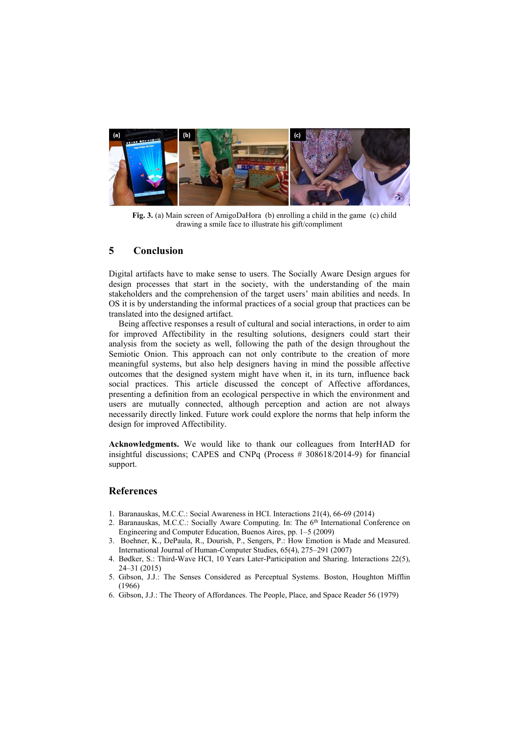**Fig. 3.** (a) Main screen of AmigoDaHora (b) enrolling a child in the game (c) child drawing a smile face to illustrate his gift/compliment

## 5 Conclusion

Digital artifacts have to make sense to users. The Socially Aware Design argues for design processes that start in the society, with the understanding of the main stakeholders and the comprehension of the target users' main abilities and needs. In OS it is by understanding the informal practices of a social group that practices can be translated into the designed artifact.

Being affective responses a result of cultural and social interactions, in order to aim for improved Affectibility in the resulting solutions, designers could start their analysis from the society as well, following the path of the design throughout the Semiotic Onion. This approach can not only contribute to the creation of more meaningful systems, but also help designers having in mind the possible affective outcomes that the designed system might have when it, in its turn, influence back social practices. This article discussed the concept of Affective affordances, presenting a definition from an ecological perspective in which the environment and users are mutually connected, although perception and action are not always necessarily directly linked. Future work could explore the norms that help inform the design for improved Affectibility.

**Acknowledgments.** We would like to thank our colleagues from InterHAD for insightful discussions; CAPES and CNPq (Process # 308618/2014-9) for financial support.

## References

1. Baranauskas, M.C.C.: Social Awareness in HCI. Interactions 21(4), 66-69 (2014)
2. Baranauskas, M.C.C.: Socially Aware Computing. In: The 6th International Conference on Engineering and Computer Education, Buenos Aires, pp. 1–5 (2009)
3. Boehner, K., DePaula, R., Dourish, P., Sengers, P.: How Emotion is Made and Measured. International Journal of Human-Computer Studies, 65(4), 275–291 (2007)
4. Bødker, S.: Third-Wave HCI, 10 Years Later-Participation and Sharing. Interactions 22(5), 24–31 (2015)
5. Gibson, J.J.: The Senses Considered as Perceptual Systems. Boston, Houghton Mifflin (1966)
6. Gibson, J.J.: The Theory of Affordances. The People, Place, and Space Reader 56 (1979)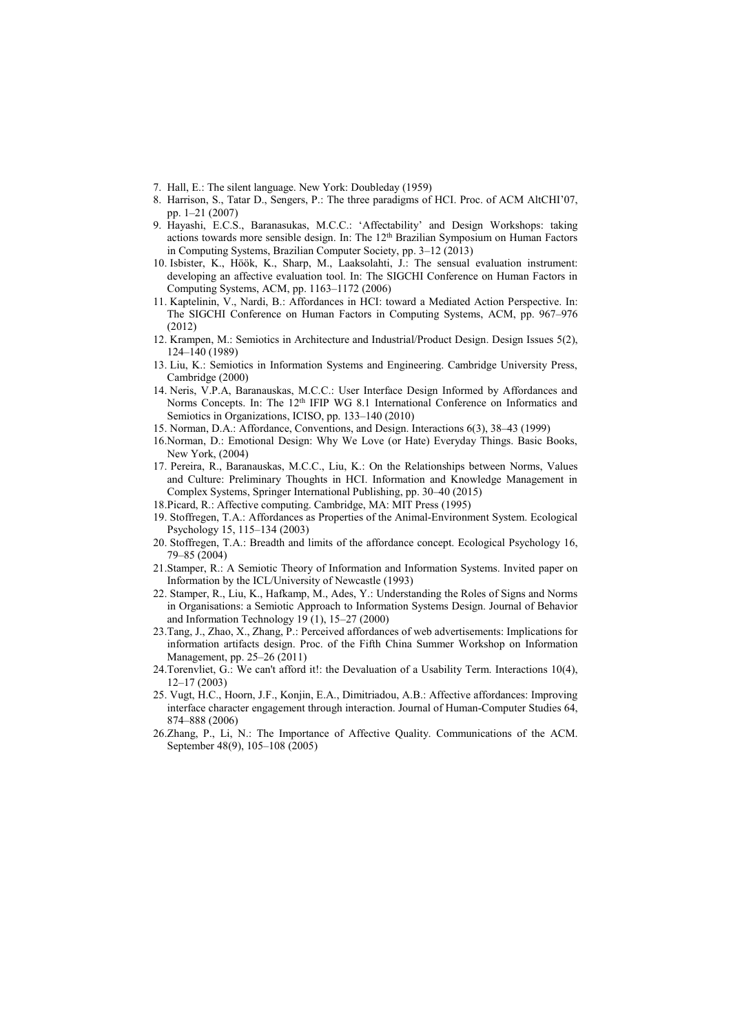7. Hall, E.: The silent language. New York: Doubleday (1959)
8. Harrison, S., Tatar D., Sengers, P.: The three paradigms of HCI. Proc. of ACM AltCHI'07, pp. 1–21 (2007)
9. Hayashi, E.C.S., Baranasukas, M.C.C.: 'Affectability' and Design Workshops: taking actions towards more sensible design. In: The 12th Brazilian Symposium on Human Factors in Computing Systems, Brazilian Computer Society, pp. 3–12 (2013)
10. Isbister, K., Höök, K., Sharp, M., Laaksolahti, J.: The sensual evaluation instrument: developing an affective evaluation tool. In: The SIGCHI Conference on Human Factors in Computing Systems, ACM, pp. 1163–1172 (2006)
11. Kaptelinin, V., Nardi, B.: Affordances in HCI: toward a Mediated Action Perspective. In: The SIGCHI Conference on Human Factors in Computing Systems, ACM, pp. 967–976 (2012)
12. Krampen, M.: Semiotics in Architecture and Industrial/Product Design. Design Issues 5(2), 124–140 (1989)
13. Liu, K.: Semiotics in Information Systems and Engineering. Cambridge University Press, Cambridge (2000)
14. Neris, V.P.A, Baranauskas, M.C.C.: User Interface Design Informed by Affordances and Norms Concepts. In: The 12th IFIP WG 8.1 International Conference on Informatics and Semiotics in Organizations, ICISO, pp. 133–140 (2010)
15. Norman, D.A.: Affordance, Conventions, and Design. Interactions 6(3), 38–43 (1999)
16. Norman, D.: Emotional Design: Why We Love (or Hate) Everyday Things. Basic Books, New York, (2004)
17. Pereira, R., Baranauskas, M.C.C., Liu, K.: On the Relationships between Norms, Values and Culture: Preliminary Thoughts in HCI. Information and Knowledge Management in Complex Systems, Springer International Publishing, pp. 30–40 (2015)
18. Picard, R.: Affective computing. Cambridge, MA: MIT Press (1995)
19. Stoffregen, T.A.: Affordances as Properties of the Animal-Environment System. Ecological Psychology 15, 115–134 (2003)
20. Stoffregen, T.A.: Breadth and limits of the affordance concept. Ecological Psychology 16, 79–85 (2004)
21. Stamper, R.: A Semiotic Theory of Information and Information Systems. Invited paper on Information by the ICL/University of Newcastle (1993)
22. Stamper, R., Liu, K., Hafkamp, M., Ades, Y.: Understanding the Roles of Signs and Norms in Organisations: a Semiotic Approach to Information Systems Design. Journal of Behavior and Information Technology 19 (1), 15–27 (2000)
23. Tang, J., Zhao, X., Zhang, P.: Perceived affordances of web advertisements: Implications for information artifacts design. Proc. of the Fifth China Summer Workshop on Information Management, pp. 25–26 (2011)
24. Torenvliet, G.: We can't afford it!: the Devaluation of a Usability Term. Interactions 10(4), 12–17 (2003)
25. Vugt, H.C., Hoorn, J.F., Konjin, E.A., Dimitriadou, A.B.: Affective affordances: Improving interface character engagement through interaction. Journal of Human-Computer Studies 64, 874–888 (2006)
26. Zhang, P., Li, N.: The Importance of Affective Quality. Communications of the ACM. September 48(9), 105–108 (2005)